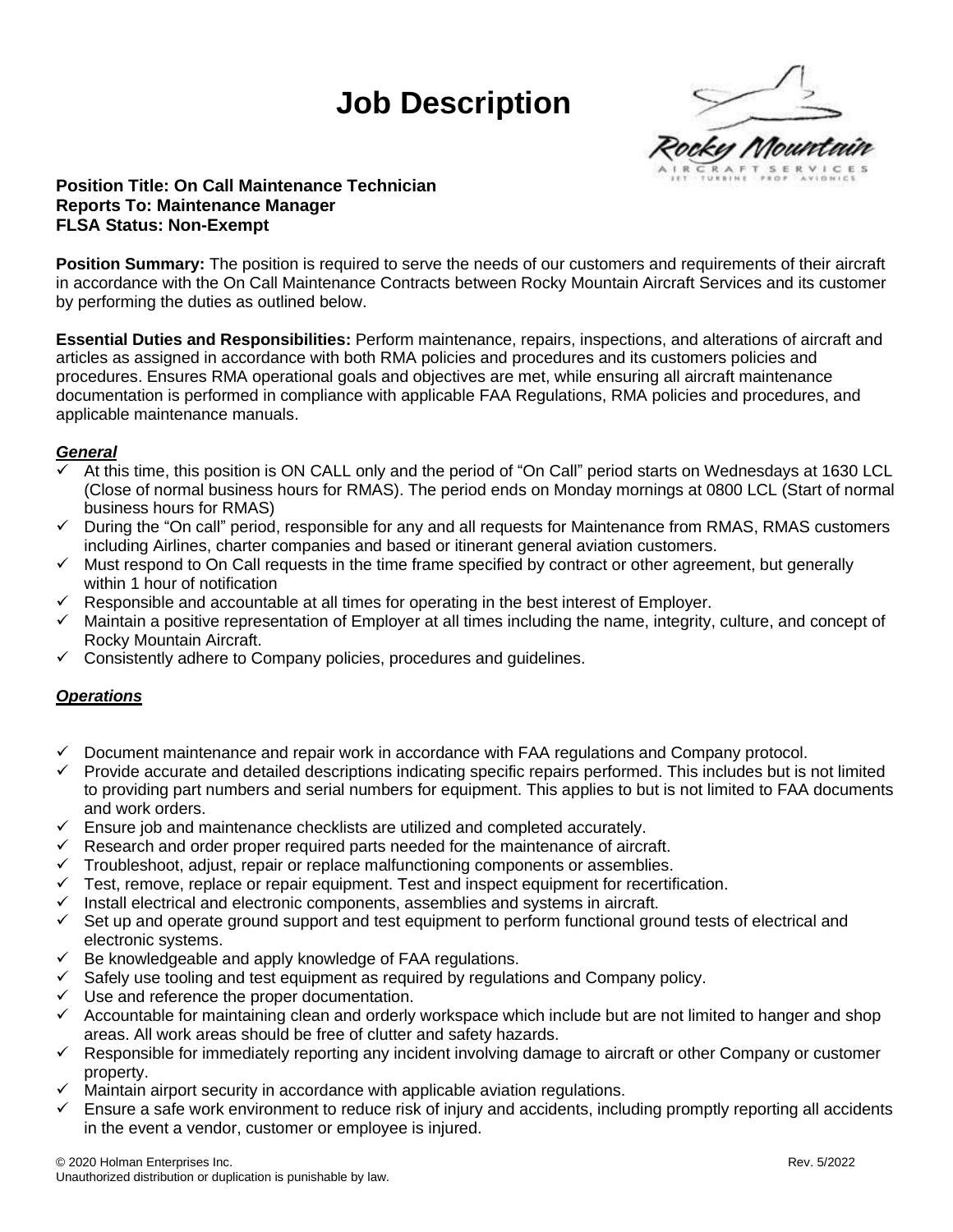# Job Description

**Position Title: On Call Maintenance Technician**
**Reports To: Maintenance Manager**
**FLSA Status: Non-Exempt**

**Position Summary:** The position is required to serve the needs of our customers and requirements of their aircraft in accordance with the On Call Maintenance Contracts between Rocky Mountain Aircraft Services and its customer by performing the duties as outlined below.

**Essential Duties and Responsibilities:** Perform maintenance, repairs, inspections, and alterations of aircraft and articles as assigned in accordance with both RMA policies and procedures and its customers policies and procedures. Ensures RMA operational goals and objectives are met, while ensuring all aircraft maintenance documentation is performed in compliance with applicable FAA Regulations, RMA policies and procedures, and applicable maintenance manuals.

***General***

- ✓ At this time, this position is ON CALL only and the period of "On Call" period starts on Wednesdays at 1630 LCL (Close of normal business hours for RMAS). The period ends on Monday mornings at 0800 LCL (Start of normal business hours for RMAS)
- ✓ During the "On call" period, responsible for any and all requests for Maintenance from RMAS, RMAS customers including Airlines, charter companies and based or itinerant general aviation customers.
- ✓ Must respond to On Call requests in the time frame specified by contract or other agreement, but generally within 1 hour of notification
- ✓ Responsible and accountable at all times for operating in the best interest of Employer.
- ✓ Maintain a positive representation of Employer at all times including the name, integrity, culture, and concept of Rocky Mountain Aircraft.
- ✓ Consistently adhere to Company policies, procedures and guidelines.

***Operations***

- ✓ Document maintenance and repair work in accordance with FAA regulations and Company protocol.
- ✓ Provide accurate and detailed descriptions indicating specific repairs performed. This includes but is not limited to providing part numbers and serial numbers for equipment. This applies to but is not limited to FAA documents and work orders.
- ✓ Ensure job and maintenance checklists are utilized and completed accurately.
- ✓ Research and order proper required parts needed for the maintenance of aircraft.
- ✓ Troubleshoot, adjust, repair or replace malfunctioning components or assemblies.
- ✓ Test, remove, replace or repair equipment. Test and inspect equipment for recertification.
- ✓ Install electrical and electronic components, assemblies and systems in aircraft.
- ✓ Set up and operate ground support and test equipment to perform functional ground tests of electrical and electronic systems.
- ✓ Be knowledgeable and apply knowledge of FAA regulations.
- ✓ Safely use tooling and test equipment as required by regulations and Company policy.
- ✓ Use and reference the proper documentation.
- ✓ Accountable for maintaining clean and orderly workspace which include but are not limited to hanger and shop areas. All work areas should be free of clutter and safety hazards.
- ✓ Responsible for immediately reporting any incident involving damage to aircraft or other Company or customer property.
- ✓ Maintain airport security in accordance with applicable aviation regulations.
- ✓ Ensure a safe work environment to reduce risk of injury and accidents, including promptly reporting all accidents in the event a vendor, customer or employee is injured.

© 2020 Holman Enterprises Inc. Rev. 5/2022
Unauthorized distribution or duplication is punishable by law.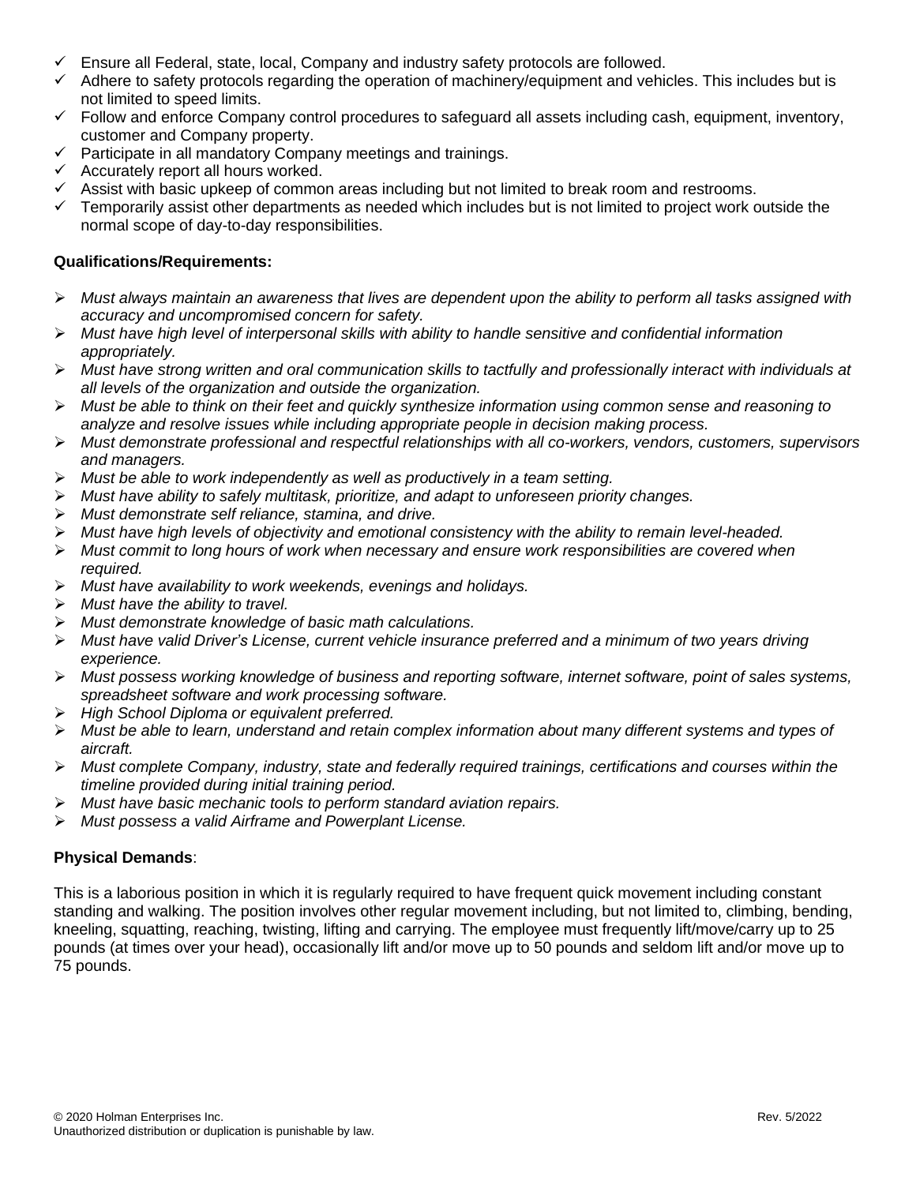- ✓ Ensure all Federal, state, local, Company and industry safety protocols are followed.
- ✓ Adhere to safety protocols regarding the operation of machinery/equipment and vehicles. This includes but is not limited to speed limits.
- ✓ Follow and enforce Company control procedures to safeguard all assets including cash, equipment, inventory, customer and Company property.
- ✓ Participate in all mandatory Company meetings and trainings.
- ✓ Accurately report all hours worked.
- ✓ Assist with basic upkeep of common areas including but not limited to break room and restrooms.
- ✓ Temporarily assist other departments as needed which includes but is not limited to project work outside the normal scope of day-to-day responsibilities.

**Qualifications/Requirements:**

- *Must always maintain an awareness that lives are dependent upon the ability to perform all tasks assigned with accuracy and uncompromised concern for safety.*
- *Must have high level of interpersonal skills with ability to handle sensitive and confidential information appropriately.*
- *Must have strong written and oral communication skills to tactfully and professionally interact with individuals at all levels of the organization and outside the organization.*
- *Must be able to think on their feet and quickly synthesize information using common sense and reasoning to analyze and resolve issues while including appropriate people in decision making process.*
- *Must demonstrate professional and respectful relationships with all co-workers, vendors, customers, supervisors and managers.*
- *Must be able to work independently as well as productively in a team setting.*
- *Must have ability to safely multitask, prioritize, and adapt to unforeseen priority changes.*
- *Must demonstrate self reliance, stamina, and drive.*
- *Must have high levels of objectivity and emotional consistency with the ability to remain level-headed.*
- *Must commit to long hours of work when necessary and ensure work responsibilities are covered when required.*
- *Must have availability to work weekends, evenings and holidays.*
- *Must have the ability to travel.*
- *Must demonstrate knowledge of basic math calculations.*
- *Must have valid Driver's License, current vehicle insurance preferred and a minimum of two years driving experience.*
- *Must possess working knowledge of business and reporting software, internet software, point of sales systems, spreadsheet software and work processing software.*
- *High School Diploma or equivalent preferred.*
- *Must be able to learn, understand and retain complex information about many different systems and types of aircraft.*
- *Must complete Company, industry, state and federally required trainings, certifications and courses within the timeline provided during initial training period.*
- *Must have basic mechanic tools to perform standard aviation repairs.*
- *Must possess a valid Airframe and Powerplant License.*

**Physical Demands**:

This is a laborious position in which it is regularly required to have frequent quick movement including constant standing and walking. The position involves other regular movement including, but not limited to, climbing, bending, kneeling, squatting, reaching, twisting, lifting and carrying. The employee must frequently lift/move/carry up to 25 pounds (at times over your head), occasionally lift and/or move up to 50 pounds and seldom lift and/or move up to 75 pounds.

© 2020 Holman Enterprises Inc. Rev. 5/2022
Unauthorized distribution or duplication is punishable by law.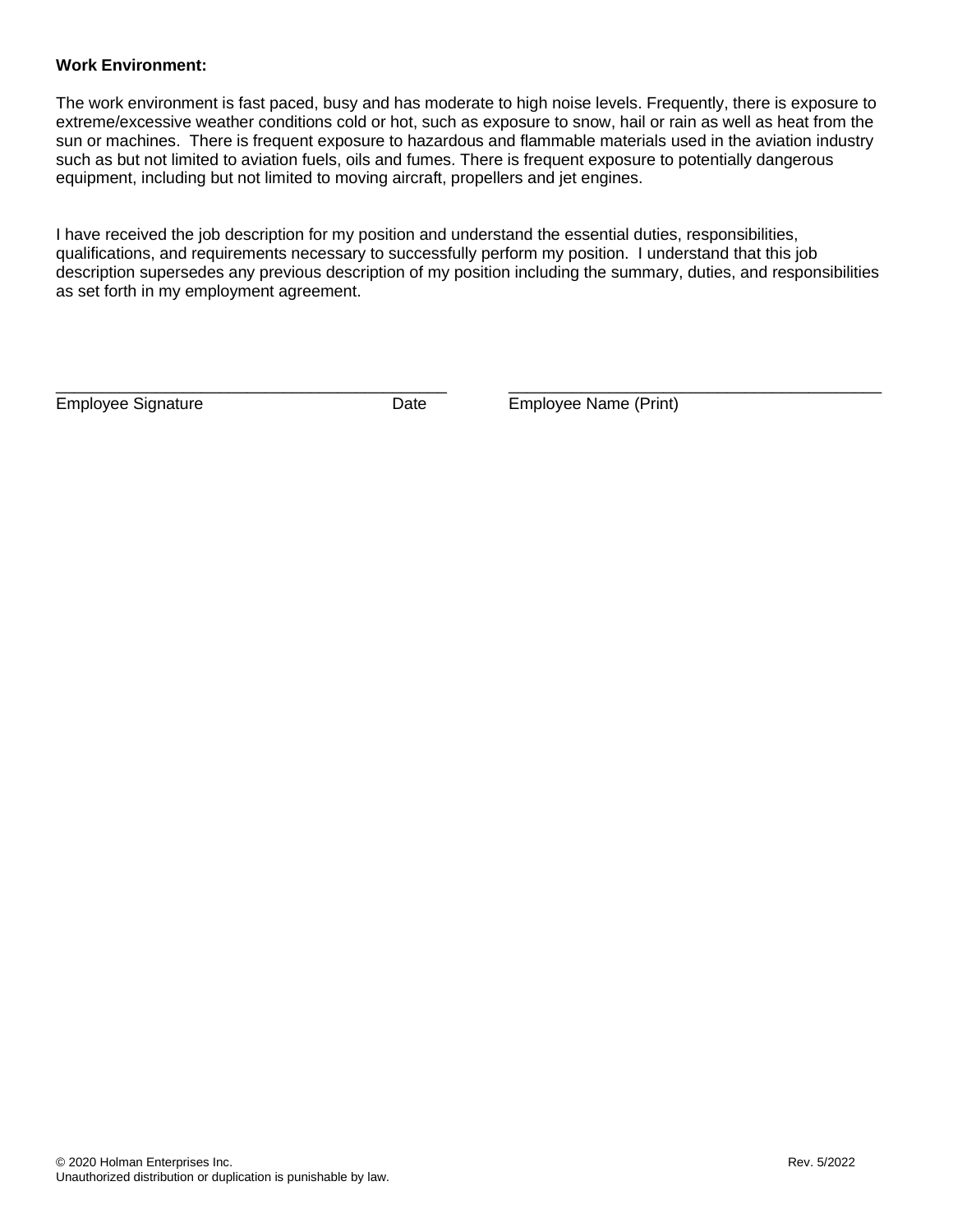**Work Environment:**

The work environment is fast paced, busy and has moderate to high noise levels. Frequently, there is exposure to extreme/excessive weather conditions cold or hot, such as exposure to snow, hail or rain as well as heat from the sun or machines. There is frequent exposure to hazardous and flammable materials used in the aviation industry such as but not limited to aviation fuels, oils and fumes. There is frequent exposure to potentially dangerous equipment, including but not limited to moving aircraft, propellers and jet engines.

I have received the job description for my position and understand the essential duties, responsibilities, qualifications, and requirements necessary to successfully perform my position. I understand that this job description supersedes any previous description of my position including the summary, duties, and responsibilities as set forth in my employment agreement.

\_\_\_\_\_\_\_\_\_\_\_\_\_\_\_\_\_\_\_\_\_\_\_\_\_\_\_\_\_\_\_\_\_\_\_\_\_\_\_\_\_\_\_\_ \_\_\_\_\_\_\_\_\_\_\_\_\_\_\_\_\_\_\_\_\_\_\_\_\_\_\_\_\_\_\_\_\_\_\_\_\_\_\_\_\_\_\_\_

Employee Signature Date Employee Name (Print)

© 2020 Holman Enterprises Inc.
Unauthorized distribution or duplication is punishable by law.

Rev. 5/2022